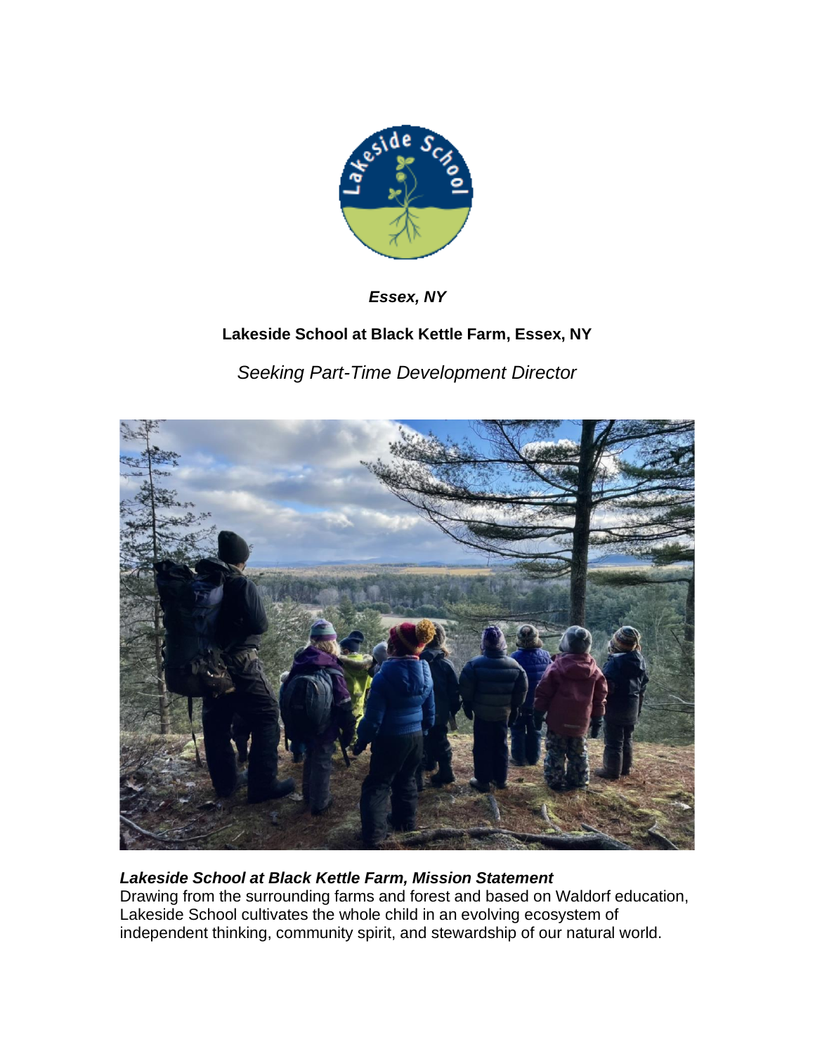*Essex, NY*

**Lakeside School at Black Kettle Farm, Essex, NY**

*Seeking Part-Time Development Director*

***Lakeside School at Black Kettle Farm, Mission Statement***

Drawing from the surrounding farms and forest and based on Waldorf education, Lakeside School cultivates the whole child in an evolving ecosystem of independent thinking, community spirit, and stewardship of our natural world.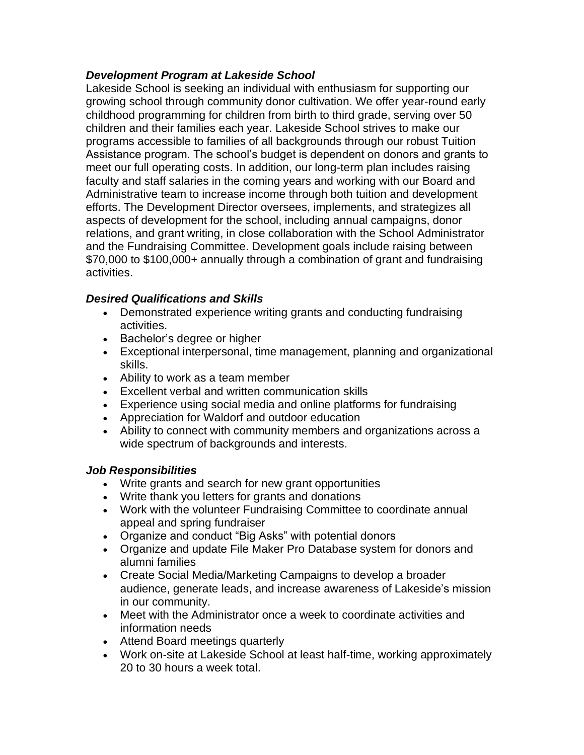### ***Development Program at Lakeside School***

Lakeside School is seeking an individual with enthusiasm for supporting our growing school through community donor cultivation. We offer year-round early childhood programming for children from birth to third grade, serving over 50 children and their families each year. Lakeside School strives to make our programs accessible to families of all backgrounds through our robust Tuition Assistance program. The school's budget is dependent on donors and grants to meet our full operating costs. In addition, our long-term plan includes raising faculty and staff salaries in the coming years and working with our Board and Administrative team to increase income through both tuition and development efforts. The Development Director oversees, implements, and strategizes all aspects of development for the school, including annual campaigns, donor relations, and grant writing, in close collaboration with the School Administrator and the Fundraising Committee. Development goals include raising between $70,000 to $100,000+ annually through a combination of grant and fundraising activities.

### ***Desired Qualifications and Skills***

- Demonstrated experience writing grants and conducting fundraising activities.
- Bachelor's degree or higher
- Exceptional interpersonal, time management, planning and organizational skills.
- Ability to work as a team member
- Excellent verbal and written communication skills
- Experience using social media and online platforms for fundraising
- Appreciation for Waldorf and outdoor education
- Ability to connect with community members and organizations across a wide spectrum of backgrounds and interests.

### ***Job Responsibilities***

- Write grants and search for new grant opportunities
- Write thank you letters for grants and donations
- Work with the volunteer Fundraising Committee to coordinate annual appeal and spring fundraiser
- Organize and conduct "Big Asks" with potential donors
- Organize and update File Maker Pro Database system for donors and alumni families
- Create Social Media/Marketing Campaigns to develop a broader audience, generate leads, and increase awareness of Lakeside's mission in our community.
- Meet with the Administrator once a week to coordinate activities and information needs
- Attend Board meetings quarterly
- Work on-site at Lakeside School at least half-time, working approximately 20 to 30 hours a week total.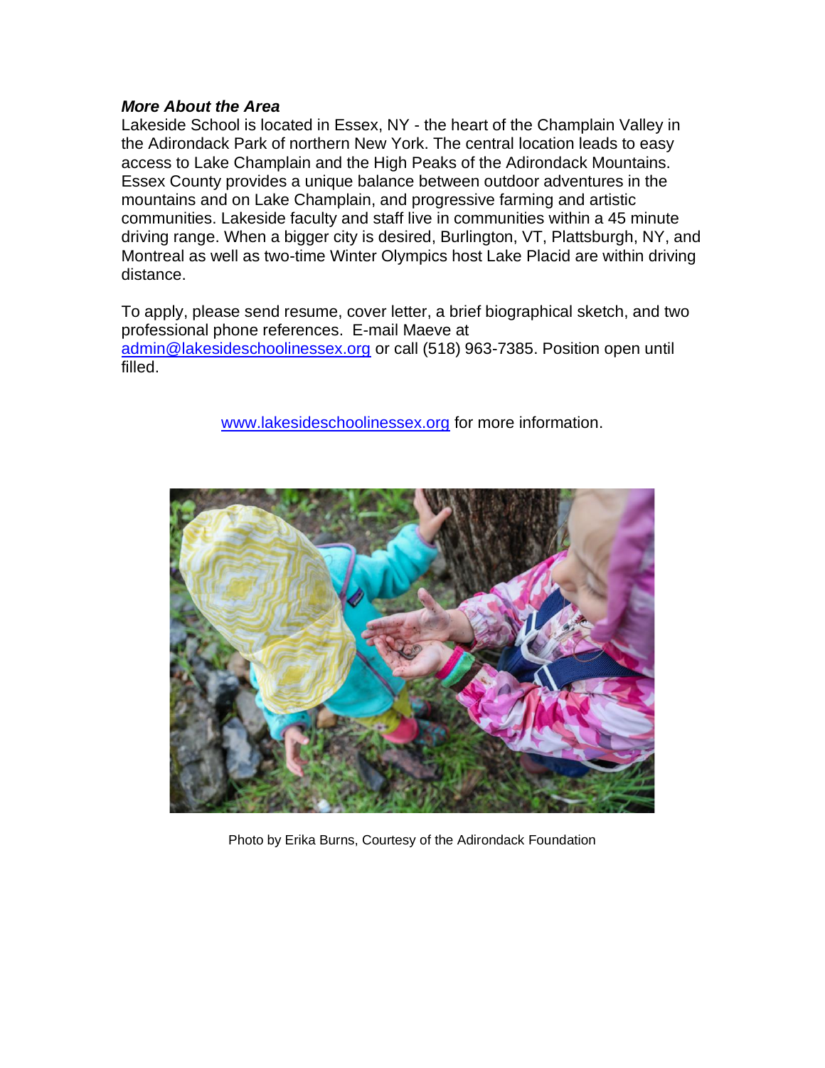***More About the Area***

Lakeside School is located in Essex, NY - the heart of the Champlain Valley in the Adirondack Park of northern New York. The central location leads to easy access to Lake Champlain and the High Peaks of the Adirondack Mountains. Essex County provides a unique balance between outdoor adventures in the mountains and on Lake Champlain, and progressive farming and artistic communities. Lakeside faculty and staff live in communities within a 45 minute driving range. When a bigger city is desired, Burlington, VT, Plattsburgh, NY, and Montreal as well as two-time Winter Olympics host Lake Placid are within driving distance.

To apply, please send resume, cover letter, a brief biographical sketch, and two professional phone references. E-mail Maeve at admin@lakesideschoolinessex.org or call (518) 963-7385. Position open until filled.

www.lakesideschoolinessex.org for more information.

Photo by Erika Burns, Courtesy of the Adirondack Foundation